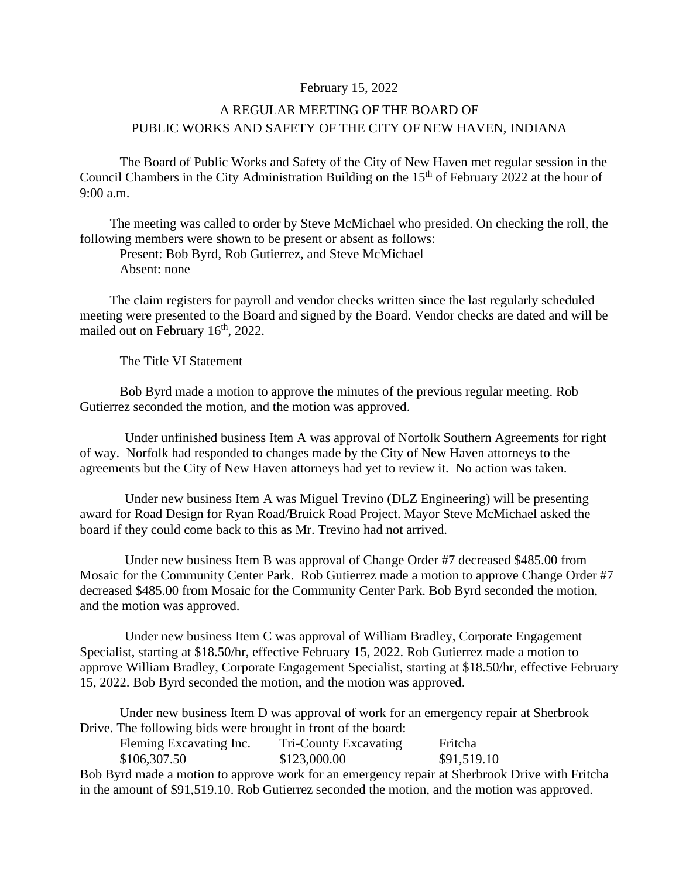February 15, 2022

# A REGULAR MEETING OF THE BOARD OF PUBLIC WORKS AND SAFETY OF THE CITY OF NEW HAVEN, INDIANA

The Board of Public Works and Safety of the City of New Haven met regular session in the Council Chambers in the City Administration Building on the 15th of February 2022 at the hour of 9:00 a.m.

The meeting was called to order by Steve McMichael who presided. On checking the roll, the following members were shown to be present or absent as follows:

Present: Bob Byrd, Rob Gutierrez, and Steve McMichael
Absent: none

The claim registers for payroll and vendor checks written since the last regularly scheduled meeting were presented to the Board and signed by the Board. Vendor checks are dated and will be mailed out on February 16th, 2022.

The Title VI Statement

Bob Byrd made a motion to approve the minutes of the previous regular meeting. Rob Gutierrez seconded the motion, and the motion was approved.

Under unfinished business Item A was approval of Norfolk Southern Agreements for right of way. Norfolk had responded to changes made by the City of New Haven attorneys to the agreements but the City of New Haven attorneys had yet to review it. No action was taken.

Under new business Item A was Miguel Trevino (DLZ Engineering) will be presenting award for Road Design for Ryan Road/Bruick Road Project. Mayor Steve McMichael asked the board if they could come back to this as Mr. Trevino had not arrived.

Under new business Item B was approval of Change Order #7 decreased $485.00 from Mosaic for the Community Center Park. Rob Gutierrez made a motion to approve Change Order #7 decreased $485.00 from Mosaic for the Community Center Park. Bob Byrd seconded the motion, and the motion was approved.

Under new business Item C was approval of William Bradley, Corporate Engagement Specialist, starting at $18.50/hr, effective February 15, 2022. Rob Gutierrez made a motion to approve William Bradley, Corporate Engagement Specialist, starting at $18.50/hr, effective February 15, 2022. Bob Byrd seconded the motion, and the motion was approved.

Under new business Item D was approval of work for an emergency repair at Sherbrook Drive. The following bids were brought in front of the board:

| Fleming Excavating Inc. | Tri-County Excavating | Fritcha |
|---|---|---|
| $106,307.50 | $123,000.00 | $91,519.10 |

Bob Byrd made a motion to approve work for an emergency repair at Sherbrook Drive with Fritcha in the amount of $91,519.10. Rob Gutierrez seconded the motion, and the motion was approved.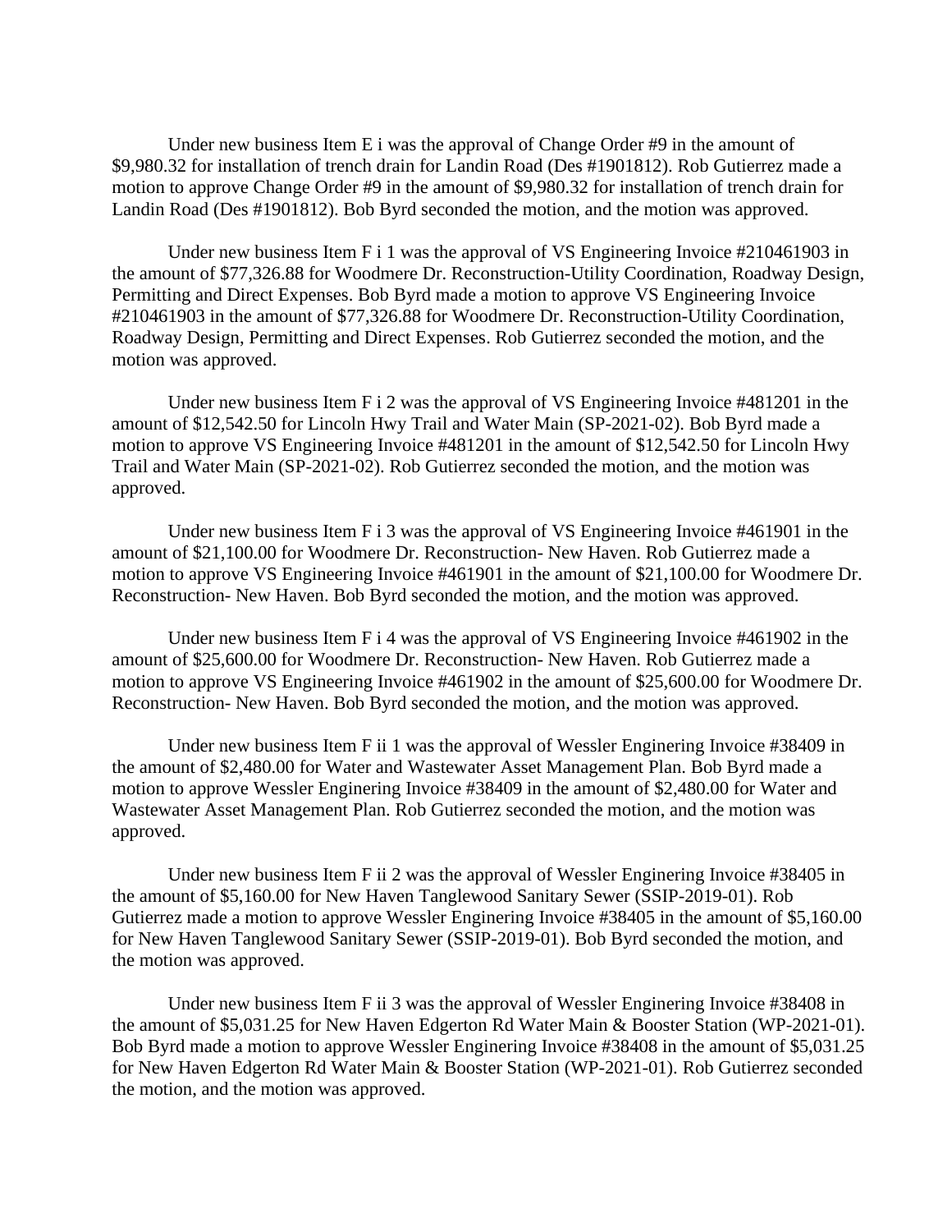Under new business Item E i was the approval of Change Order #9 in the amount of $9,980.32 for installation of trench drain for Landin Road (Des #1901812). Rob Gutierrez made a motion to approve Change Order #9 in the amount of $9,980.32 for installation of trench drain for Landin Road (Des #1901812). Bob Byrd seconded the motion, and the motion was approved.

Under new business Item F i 1 was the approval of VS Engineering Invoice #210461903 in the amount of $77,326.88 for Woodmere Dr. Reconstruction-Utility Coordination, Roadway Design, Permitting and Direct Expenses. Bob Byrd made a motion to approve VS Engineering Invoice #210461903 in the amount of $77,326.88 for Woodmere Dr. Reconstruction-Utility Coordination, Roadway Design, Permitting and Direct Expenses. Rob Gutierrez seconded the motion, and the motion was approved.

Under new business Item F i 2 was the approval of VS Engineering Invoice #481201 in the amount of $12,542.50 for Lincoln Hwy Trail and Water Main (SP-2021-02). Bob Byrd made a motion to approve VS Engineering Invoice #481201 in the amount of $12,542.50 for Lincoln Hwy Trail and Water Main (SP-2021-02). Rob Gutierrez seconded the motion, and the motion was approved.

Under new business Item F i 3 was the approval of VS Engineering Invoice #461901 in the amount of $21,100.00 for Woodmere Dr. Reconstruction- New Haven. Rob Gutierrez made a motion to approve VS Engineering Invoice #461901 in the amount of $21,100.00 for Woodmere Dr. Reconstruction- New Haven. Bob Byrd seconded the motion, and the motion was approved.

Under new business Item F i 4 was the approval of VS Engineering Invoice #461902 in the amount of $25,600.00 for Woodmere Dr. Reconstruction- New Haven. Rob Gutierrez made a motion to approve VS Engineering Invoice #461902 in the amount of $25,600.00 for Woodmere Dr. Reconstruction- New Haven. Bob Byrd seconded the motion, and the motion was approved.

Under new business Item F ii 1 was the approval of Wessler Enginering Invoice #38409 in the amount of $2,480.00 for Water and Wastewater Asset Management Plan. Bob Byrd made a motion to approve Wessler Enginering Invoice #38409 in the amount of $2,480.00 for Water and Wastewater Asset Management Plan. Rob Gutierrez seconded the motion, and the motion was approved.

Under new business Item F ii 2 was the approval of Wessler Enginering Invoice #38405 in the amount of $5,160.00 for New Haven Tanglewood Sanitary Sewer (SSIP-2019-01). Rob Gutierrez made a motion to approve Wessler Enginering Invoice #38405 in the amount of $5,160.00 for New Haven Tanglewood Sanitary Sewer (SSIP-2019-01). Bob Byrd seconded the motion, and the motion was approved.

Under new business Item F ii 3 was the approval of Wessler Enginering Invoice #38408 in the amount of $5,031.25 for New Haven Edgerton Rd Water Main & Booster Station (WP-2021-01). Bob Byrd made a motion to approve Wessler Enginering Invoice #38408 in the amount of $5,031.25 for New Haven Edgerton Rd Water Main & Booster Station (WP-2021-01). Rob Gutierrez seconded the motion, and the motion was approved.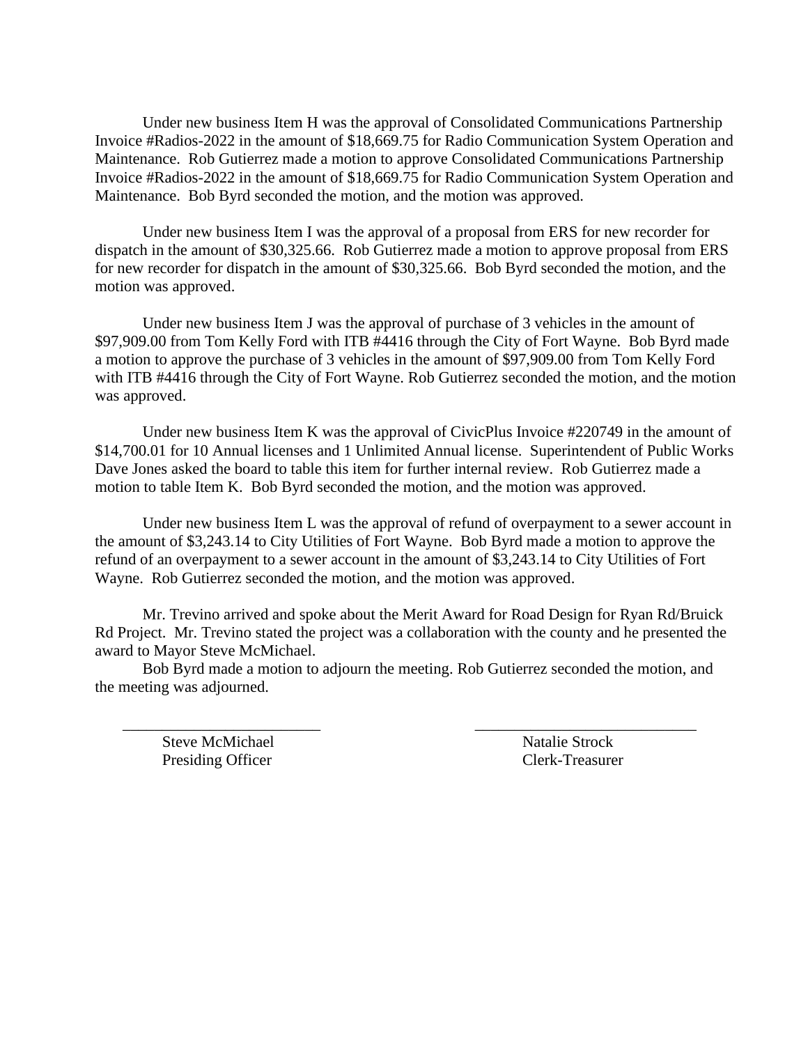Under new business Item H was the approval of Consolidated Communications Partnership Invoice #Radios-2022 in the amount of $18,669.75 for Radio Communication System Operation and Maintenance. Rob Gutierrez made a motion to approve Consolidated Communications Partnership Invoice #Radios-2022 in the amount of $18,669.75 for Radio Communication System Operation and Maintenance. Bob Byrd seconded the motion, and the motion was approved.

Under new business Item I was the approval of a proposal from ERS for new recorder for dispatch in the amount of $30,325.66. Rob Gutierrez made a motion to approve proposal from ERS for new recorder for dispatch in the amount of $30,325.66. Bob Byrd seconded the motion, and the motion was approved.

Under new business Item J was the approval of purchase of 3 vehicles in the amount of $97,909.00 from Tom Kelly Ford with ITB #4416 through the City of Fort Wayne. Bob Byrd made a motion to approve the purchase of 3 vehicles in the amount of $97,909.00 from Tom Kelly Ford with ITB #4416 through the City of Fort Wayne. Rob Gutierrez seconded the motion, and the motion was approved.

Under new business Item K was the approval of CivicPlus Invoice #220749 in the amount of $14,700.01 for 10 Annual licenses and 1 Unlimited Annual license. Superintendent of Public Works Dave Jones asked the board to table this item for further internal review. Rob Gutierrez made a motion to table Item K. Bob Byrd seconded the motion, and the motion was approved.

Under new business Item L was the approval of refund of overpayment to a sewer account in the amount of $3,243.14 to City Utilities of Fort Wayne. Bob Byrd made a motion to approve the refund of an overpayment to a sewer account in the amount of $3,243.14 to City Utilities of Fort Wayne. Rob Gutierrez seconded the motion, and the motion was approved.

Mr. Trevino arrived and spoke about the Merit Award for Road Design for Ryan Rd/Bruick Rd Project. Mr. Trevino stated the project was a collaboration with the county and he presented the award to Mayor Steve McMichael.

Bob Byrd made a motion to adjourn the meeting. Rob Gutierrez seconded the motion, and the meeting was adjourned.

| | |
|---|---|
| _________________________ | ____________________________ |
| Steve McMichael | Natalie Strock |
| Presiding Officer | Clerk-Treasurer |